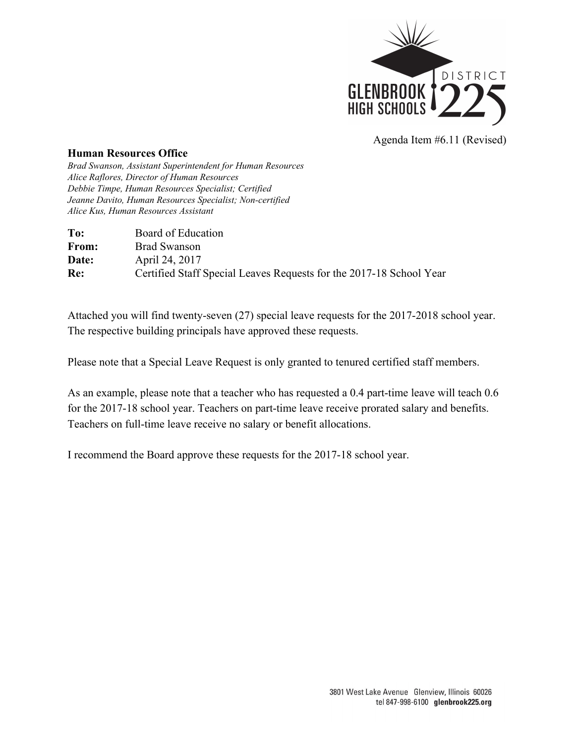Agenda Item #6.11 (Revised)

**Human Resources Office**

*Brad Swanson, Assistant Superintendent for Human Resources*
*Alice Raflores, Director of Human Resources*
*Debbie Timpe, Human Resources Specialist; Certified*
*Jeanne Davito, Human Resources Specialist; Non-certified*
*Alice Kus, Human Resources Assistant*

**To:** Board of Education
**From:** Brad Swanson
**Date:** April 24, 2017
**Re:** Certified Staff Special Leaves Requests for the 2017-18 School Year

Attached you will find twenty-seven (27) special leave requests for the 2017-2018 school year. The respective building principals have approved these requests.

Please note that a Special Leave Request is only granted to tenured certified staff members.

As an example, please note that a teacher who has requested a 0.4 part-time leave will teach 0.6 for the 2017-18 school year. Teachers on part-time leave receive prorated salary and benefits. Teachers on full-time leave receive no salary or benefit allocations.

I recommend the Board approve these requests for the 2017-18 school year.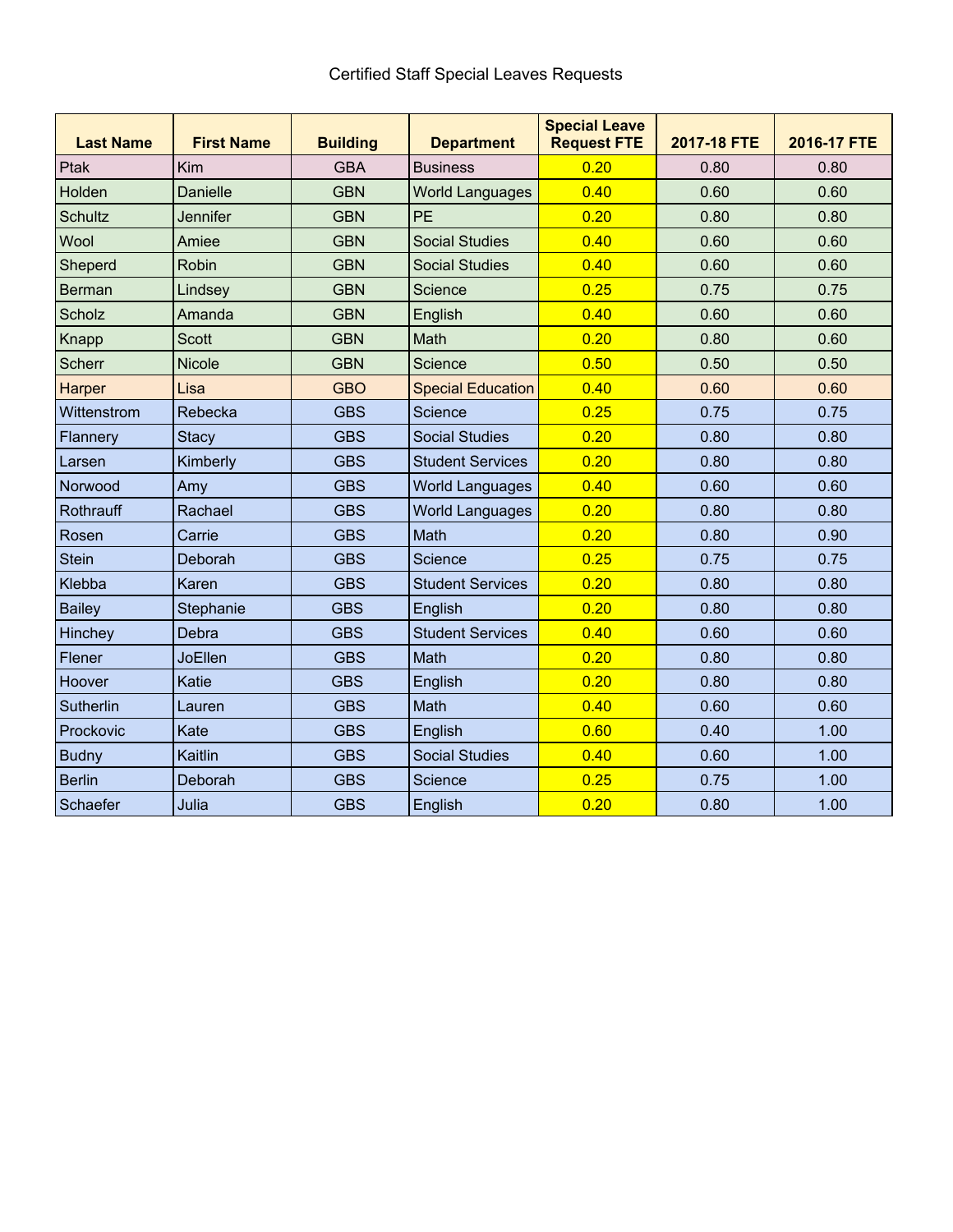Certified Staff Special Leaves Requests

| Last Name | First Name | Building | Department | Special Leave Request FTE | 2017-18 FTE | 2016-17 FTE |
|---|---|---|---|---|---|---|
| Ptak | Kim | GBA | Business | 0.20 | 0.80 | 0.80 |
| Holden | Danielle | GBN | World Languages | 0.40 | 0.60 | 0.60 |
| Schultz | Jennifer | GBN | PE | 0.20 | 0.80 | 0.80 |
| Wool | Amiee | GBN | Social Studies | 0.40 | 0.60 | 0.60 |
| Sheperd | Robin | GBN | Social Studies | 0.40 | 0.60 | 0.60 |
| Berman | Lindsey | GBN | Science | 0.25 | 0.75 | 0.75 |
| Scholz | Amanda | GBN | English | 0.40 | 0.60 | 0.60 |
| Knapp | Scott | GBN | Math | 0.20 | 0.80 | 0.60 |
| Scherr | Nicole | GBN | Science | 0.50 | 0.50 | 0.50 |
| Harper | Lisa | GBO | Special Education | 0.40 | 0.60 | 0.60 |
| Wittenstrom | Rebecka | GBS | Science | 0.25 | 0.75 | 0.75 |
| Flannery | Stacy | GBS | Social Studies | 0.20 | 0.80 | 0.80 |
| Larsen | Kimberly | GBS | Student Services | 0.20 | 0.80 | 0.80 |
| Norwood | Amy | GBS | World Languages | 0.40 | 0.60 | 0.60 |
| Rothrauff | Rachael | GBS | World Languages | 0.20 | 0.80 | 0.80 |
| Rosen | Carrie | GBS | Math | 0.20 | 0.80 | 0.90 |
| Stein | Deborah | GBS | Science | 0.25 | 0.75 | 0.75 |
| Klebba | Karen | GBS | Student Services | 0.20 | 0.80 | 0.80 |
| Bailey | Stephanie | GBS | English | 0.20 | 0.80 | 0.80 |
| Hinchey | Debra | GBS | Student Services | 0.40 | 0.60 | 0.60 |
| Flener | JoEllen | GBS | Math | 0.20 | 0.80 | 0.80 |
| Hoover | Katie | GBS | English | 0.20 | 0.80 | 0.80 |
| Sutherlin | Lauren | GBS | Math | 0.40 | 0.60 | 0.60 |
| Prockovic | Kate | GBS | English | 0.60 | 0.40 | 1.00 |
| Budny | Kaitlin | GBS | Social Studies | 0.40 | 0.60 | 1.00 |
| Berlin | Deborah | GBS | Science | 0.25 | 0.75 | 1.00 |
| Schaefer | Julia | GBS | English | 0.20 | 0.80 | 1.00 |